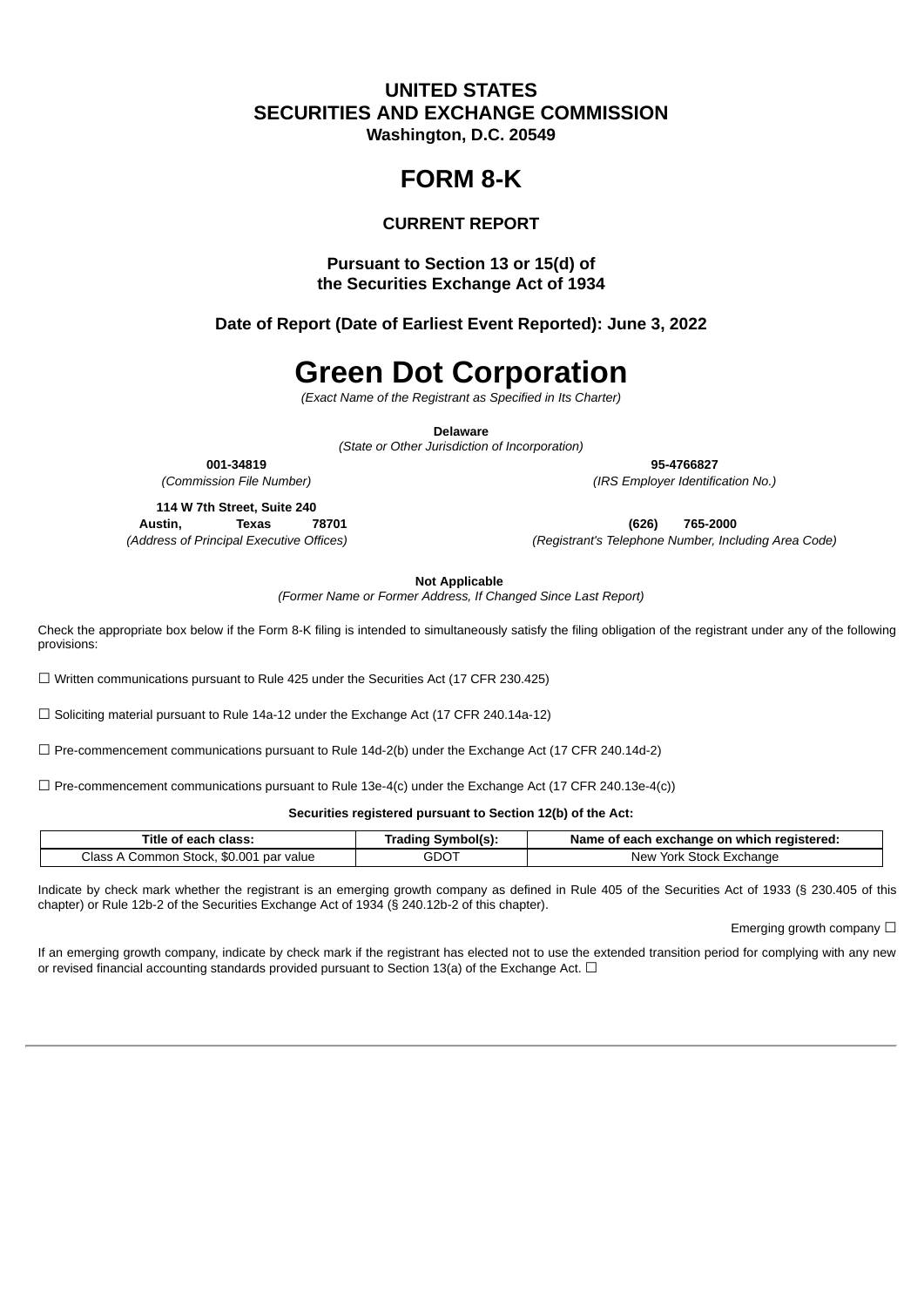# UNITED STATES
# SECURITIES AND EXCHANGE COMMISSION
**Washington, D.C. 20549**

# FORM 8-K

### CURRENT REPORT

**Pursuant to Section 13 or 15(d) of the Securities Exchange Act of 1934**

**Date of Report (Date of Earliest Event Reported): June 3, 2022**

# Green Dot Corporation
*(Exact Name of the Registrant as Specified in Its Charter)*

**Delaware**
*(State or Other Jurisdiction of Incorporation)*

**001-34819**
*(Commission File Number)*

**95-4766827**
*(IRS Employer Identification No.)*

**114 W 7th Street, Suite 240**
**Austin, Texas 78701**
*(Address of Principal Executive Offices)*

**(626) 765-2000**
*(Registrant's Telephone Number, Including Area Code)*

**Not Applicable**
*(Former Name or Former Address, If Changed Since Last Report)*

Check the appropriate box below if the Form 8-K filing is intended to simultaneously satisfy the filing obligation of the registrant under any of the following provisions:

☐ Written communications pursuant to Rule 425 under the Securities Act (17 CFR 230.425)

☐ Soliciting material pursuant to Rule 14a-12 under the Exchange Act (17 CFR 240.14a-12)

☐ Pre-commencement communications pursuant to Rule 14d-2(b) under the Exchange Act (17 CFR 240.14d-2)

☐ Pre-commencement communications pursuant to Rule 13e-4(c) under the Exchange Act (17 CFR 240.13e-4(c))

**Securities registered pursuant to Section 12(b) of the Act:**

| Title of each class: | Trading Symbol(s): | Name of each exchange on which registered: |
|---|---|---|
| Class A Common Stock, $0.001 par value | GDOT | New York Stock Exchange |

Indicate by check mark whether the registrant is an emerging growth company as defined in Rule 405 of the Securities Act of 1933 (§ 230.405 of this chapter) or Rule 12b-2 of the Securities Exchange Act of 1934 (§ 240.12b-2 of this chapter).

Emerging growth company ☐

If an emerging growth company, indicate by check mark if the registrant has elected not to use the extended transition period for complying with any new or revised financial accounting standards provided pursuant to Section 13(a) of the Exchange Act. ☐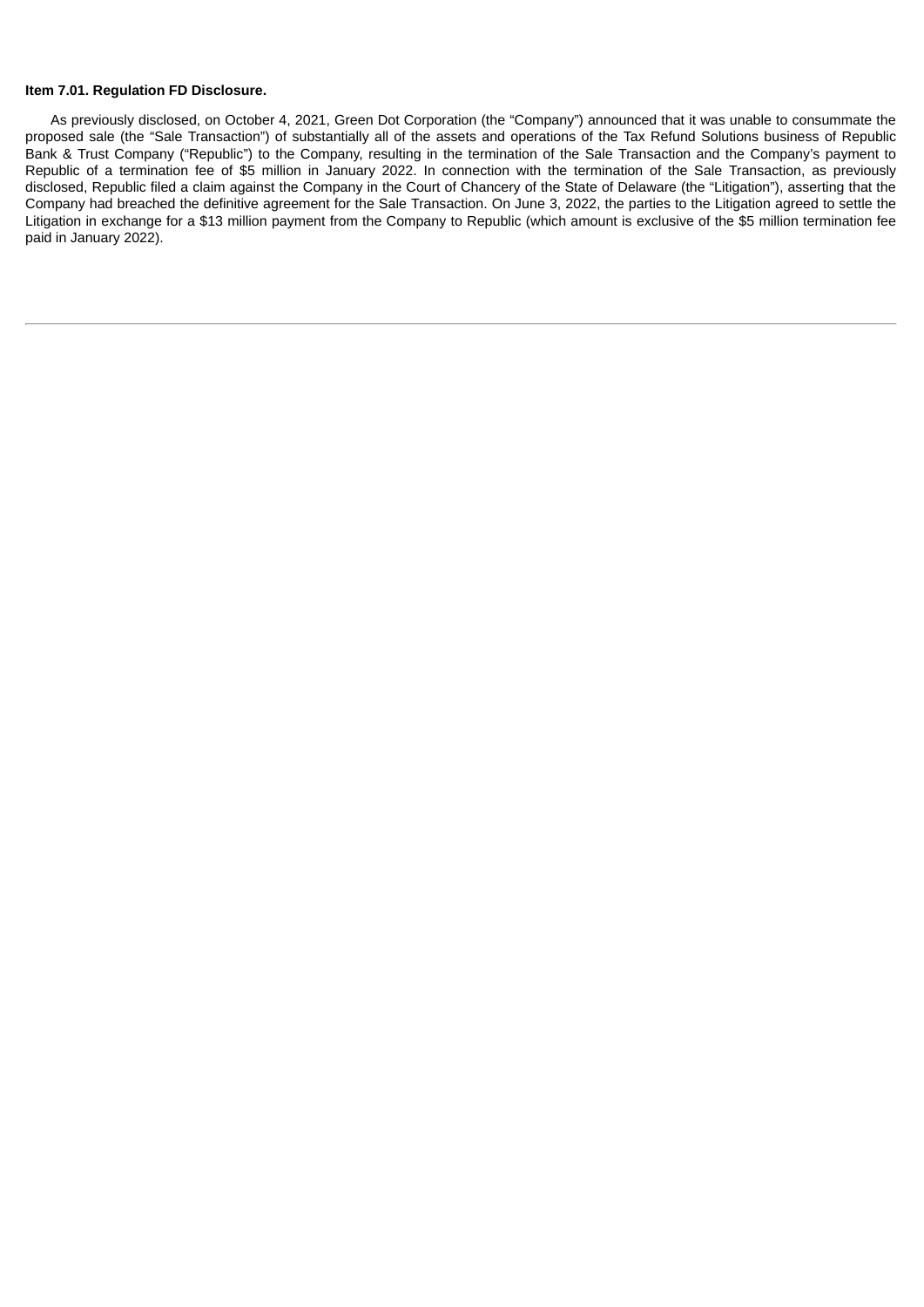**Item 7.01. Regulation FD Disclosure.**

As previously disclosed, on October 4, 2021, Green Dot Corporation (the "Company") announced that it was unable to consummate the proposed sale (the "Sale Transaction") of substantially all of the assets and operations of the Tax Refund Solutions business of Republic Bank & Trust Company ("Republic") to the Company, resulting in the termination of the Sale Transaction and the Company's payment to Republic of a termination fee of $5 million in January 2022. In connection with the termination of the Sale Transaction, as previously disclosed, Republic filed a claim against the Company in the Court of Chancery of the State of Delaware (the "Litigation"), asserting that the Company had breached the definitive agreement for the Sale Transaction. On June 3, 2022, the parties to the Litigation agreed to settle the Litigation in exchange for a $13 million payment from the Company to Republic (which amount is exclusive of the $5 million termination fee paid in January 2022).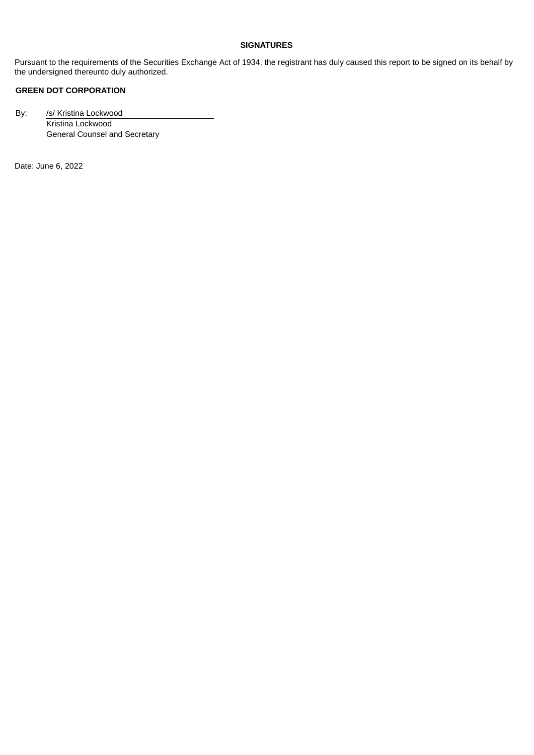**SIGNATURES**

Pursuant to the requirements of the Securities Exchange Act of 1934, the registrant has duly caused this report to be signed on its behalf by the undersigned thereunto duly authorized.

**GREEN DOT CORPORATION**

By: /s/ Kristina Lockwood
Kristina Lockwood
General Counsel and Secretary

Date: June 6, 2022